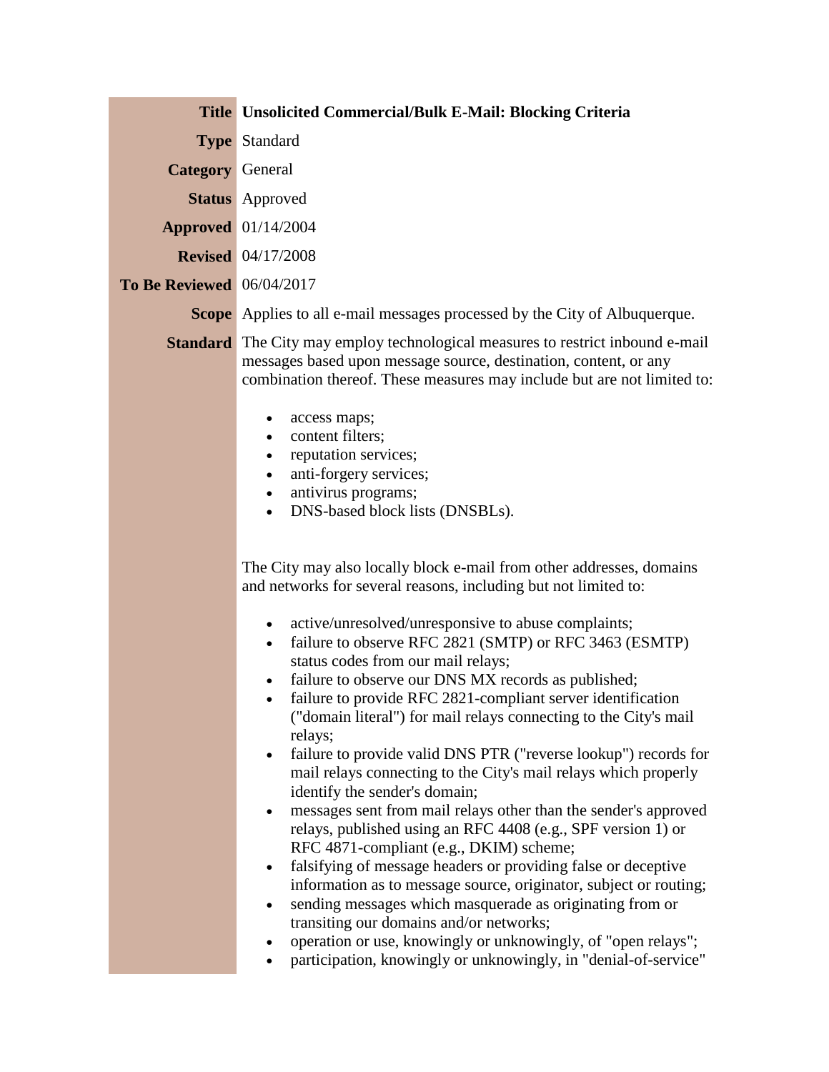| | |
|---|---|
| **Title** | **Unsolicited Commercial/Bulk E-Mail: Blocking Criteria** |
| **Type** | Standard |
| **Category** | General |
| **Status** | Approved |
| **Approved** | 01/14/2004 |
| **Revised** | 04/17/2008 |
| **To Be Reviewed** | 06/04/2017 |
| **Scope** | Applies to all e-mail messages processed by the City of Albuquerque. |

**Standard**

The City may employ technological measures to restrict inbound e-mail messages based upon message source, destination, content, or any combination thereof. These measures may include but are not limited to:

- access maps;
- content filters;
- reputation services;
- anti-forgery services;
- antivirus programs;
- DNS-based block lists (DNSBLs).

The City may also locally block e-mail from other addresses, domains and networks for several reasons, including but not limited to:

- active/unresolved/unresponsive to abuse complaints;
- failure to observe RFC 2821 (SMTP) or RFC 3463 (ESMTP) status codes from our mail relays;
- failure to observe our DNS MX records as published;
- failure to provide RFC 2821-compliant server identification ("domain literal") for mail relays connecting to the City's mail relays;
- failure to provide valid DNS PTR ("reverse lookup") records for mail relays connecting to the City's mail relays which properly identify the sender's domain;
- messages sent from mail relays other than the sender's approved relays, published using an RFC 4408 (e.g., SPF version 1) or RFC 4871-compliant (e.g., DKIM) scheme;
- falsifying of message headers or providing false or deceptive information as to message source, originator, subject or routing;
- sending messages which masquerade as originating from or transiting our domains and/or networks;
- operation or use, knowingly or unknowingly, of "open relays";
- participation, knowingly or unknowingly, in "denial-of-service"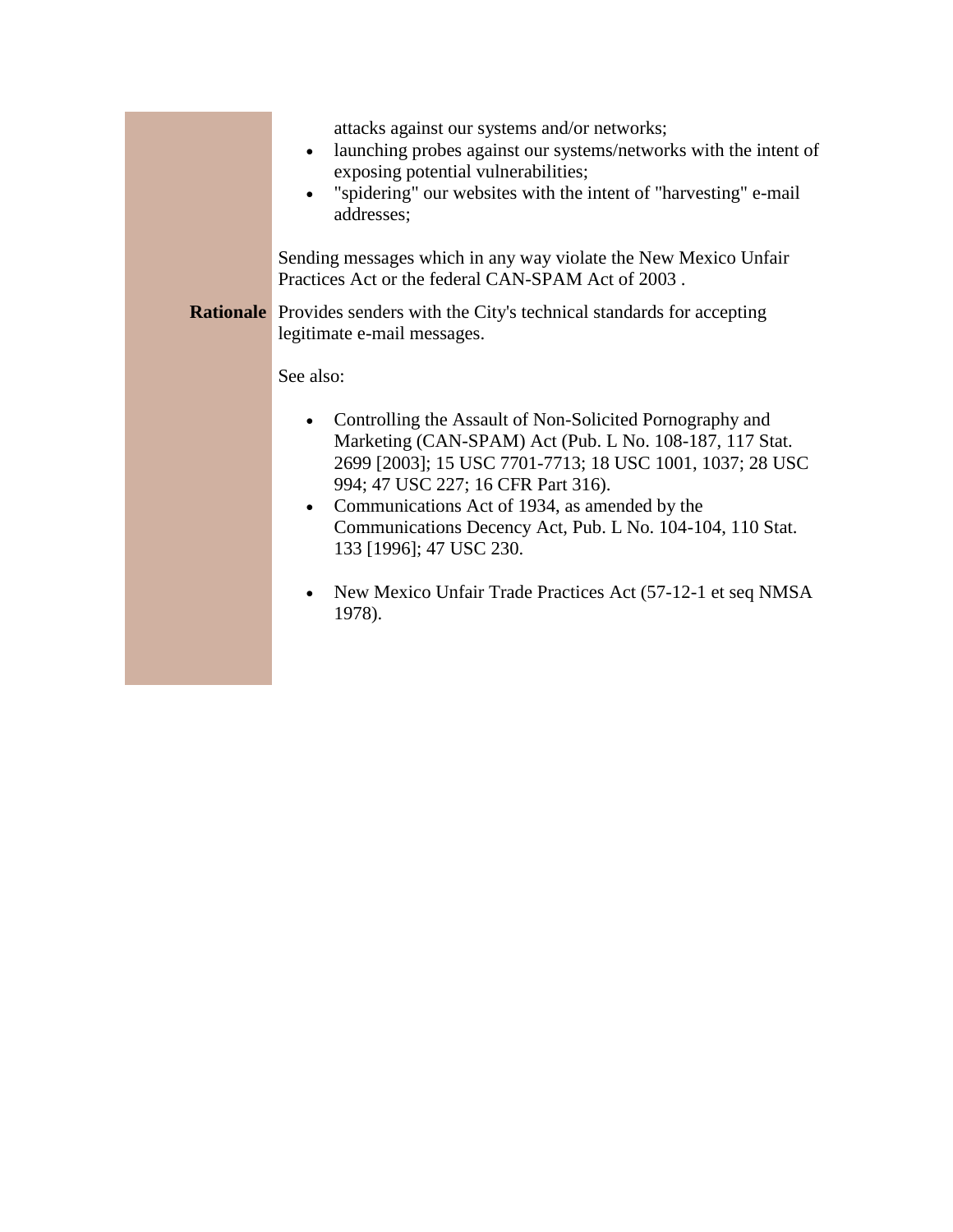- attacks against our systems and/or networks;
- launching probes against our systems/networks with the intent of exposing potential vulnerabilities;
- "spidering" our websites with the intent of "harvesting" e-mail addresses;

Sending messages which in any way violate the New Mexico Unfair Practices Act or the federal CAN-SPAM Act of 2003 .

**Rationale**

Provides senders with the City's technical standards for accepting legitimate e-mail messages.

See also:

- Controlling the Assault of Non-Solicited Pornography and Marketing (CAN-SPAM) Act (Pub. L No. 108-187, 117 Stat. 2699 [2003]; 15 USC 7701-7713; 18 USC 1001, 1037; 28 USC 994; 47 USC 227; 16 CFR Part 316).
- Communications Act of 1934, as amended by the Communications Decency Act, Pub. L No. 104-104, 110 Stat. 133 [1996]; 47 USC 230.
- New Mexico Unfair Trade Practices Act (57-12-1 et seq NMSA 1978).